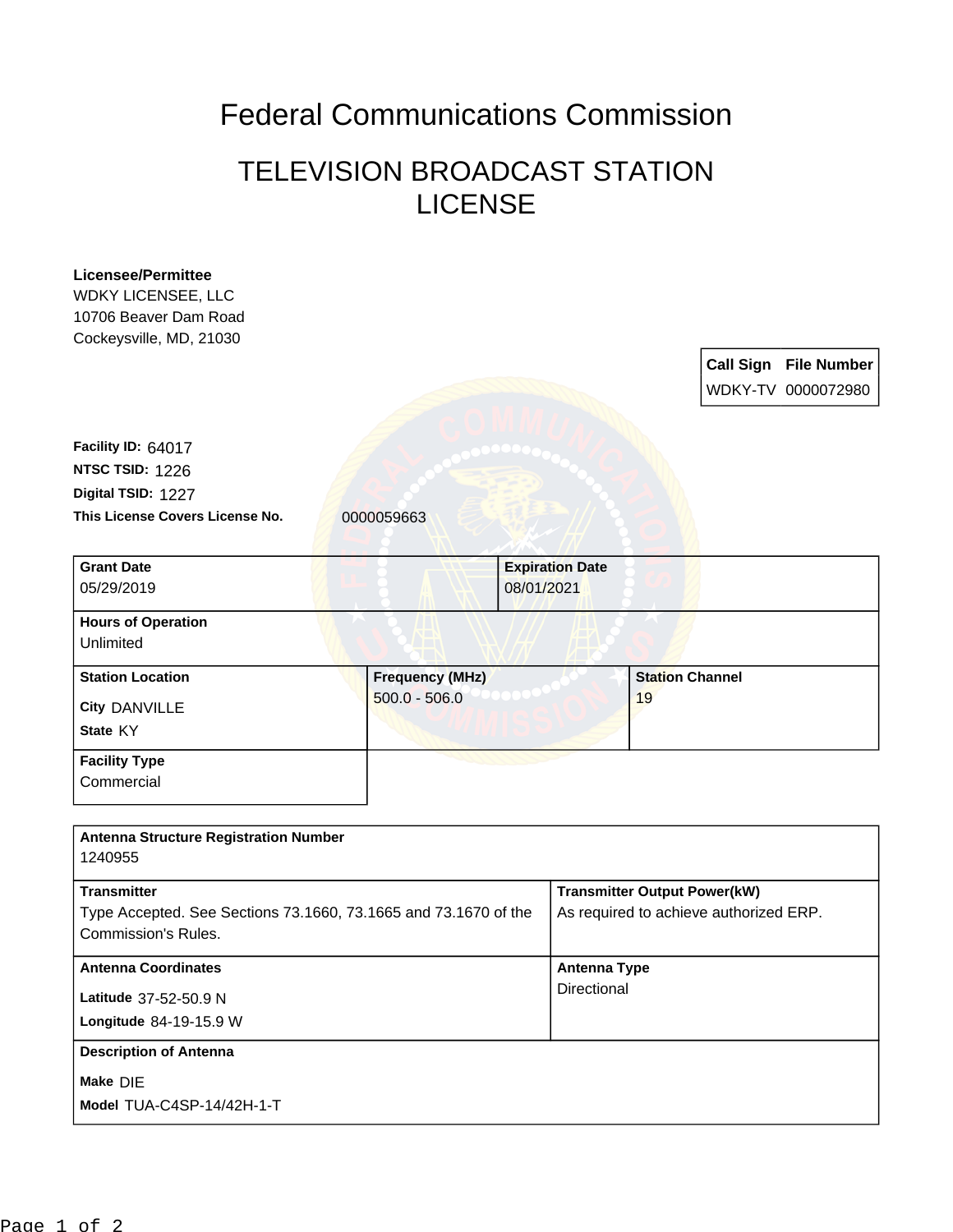# Federal Communications Commission

## TELEVISION BROADCAST STATION LICENSE

**Licensee/Permittee**
WDKY LICENSEE, LLC
10706 Beaver Dam Road
Cockeysville, MD, 21030

| Call Sign | File Number |
| --- | --- |
| WDKY-TV | 0000072980 |

**Facility ID:** 64017
**NTSC TSID:** 1226
**Digital TSID:** 1227
**This License Covers License No.** 0000059663

| Grant Date | Expiration Date |
| --- | --- |
| 05/29/2019 | 08/01/2021 |

| Hours of Operation |
| --- |
| Unlimited |

| Station Location | Frequency (MHz) | Station Channel |
| --- | --- | --- |
| City DANVILLE<br>State KY | 500.0 - 506.0 | 19 |

| Facility Type |
| --- |
| Commercial |

| Antenna Structure Registration Number | |
| --- | --- |
| 1240955 | |
| **Transmitter** | **Transmitter Output Power(kW)** |
| Type Accepted. See Sections 73.1660, 73.1665 and 73.1670 of the Commission's Rules. | As required to achieve authorized ERP. |
| **Antenna Coordinates** | **Antenna Type** |
| Latitude 37-52-50.9 N<br>Longitude 84-19-15.9 W | Directional |
| **Description of Antenna** | |
| Make DIE<br>Model TUA-C4SP-14/42H-1-T | |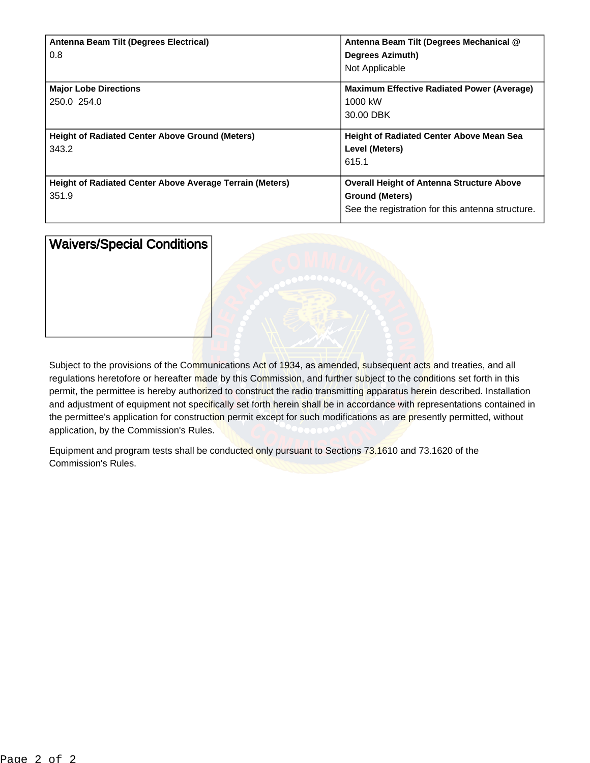| | |
|---|---|
| **Antenna Beam Tilt (Degrees Electrical)**<br>0.8 | **Antenna Beam Tilt (Degrees Mechanical @ Degrees Azimuth)**<br>Not Applicable |
| **Major Lobe Directions**<br>250.0  254.0 | **Maximum Effective Radiated Power (Average)**<br>1000 kW<br>30.00 DBK |
| **Height of Radiated Center Above Ground (Meters)**<br>343.2 | **Height of Radiated Center Above Mean Sea Level (Meters)**<br>615.1 |
| **Height of Radiated Center Above Average Terrain (Meters)**<br>351.9 | **Overall Height of Antenna Structure Above Ground (Meters)**<br>See the registration for this antenna structure. |

## Waivers/Special Conditions

Subject to the provisions of the Communications Act of 1934, as amended, subsequent acts and treaties, and all regulations heretofore or hereafter made by this Commission, and further subject to the conditions set forth in this permit, the permittee is hereby authorized to construct the radio transmitting apparatus herein described. Installation and adjustment of equipment not specifically set forth herein shall be in accordance with representations contained in the permittee's application for construction permit except for such modifications as are presently permitted, without application, by the Commission's Rules.

Equipment and program tests shall be conducted only pursuant to Sections 73.1610 and 73.1620 of the Commission's Rules.